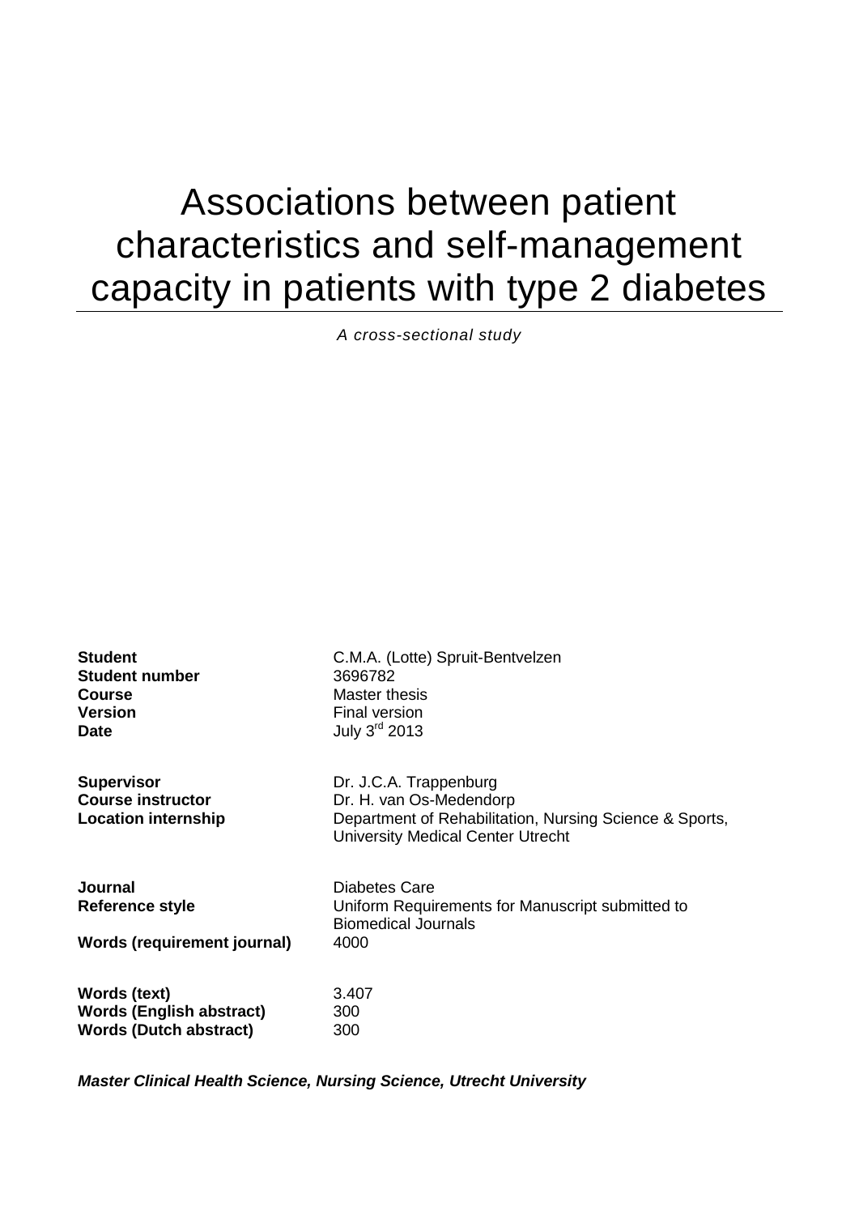# Associations between patient characteristics and self-management capacity in patients with type 2 diabetes

*A cross-sectional study*

| | |
|---|---|
| **Student** | C.M.A. (Lotte) Spruit-Bentvelzen |
| **Student number** | 3696782 |
| **Course** | Master thesis |
| **Version** | Final version |
| **Date** | July 3rd 2013 |

| | |
|---|---|
| **Supervisor** | Dr. J.C.A. Trappenburg |
| **Course instructor** | Dr. H. van Os-Medendorp |
| **Location internship** | Department of Rehabilitation, Nursing Science & Sports, University Medical Center Utrecht |

| | |
|---|---|
| **Journal** | Diabetes Care |
| **Reference style** | Uniform Requirements for Manuscript submitted to Biomedical Journals |
| **Words (requirement journal)** | 4000 |

| | |
|---|---|
| **Words (text)** | 3.407 |
| **Words (English abstract)** | 300 |
| **Words (Dutch abstract)** | 300 |

***Master Clinical Health Science, Nursing Science, Utrecht University***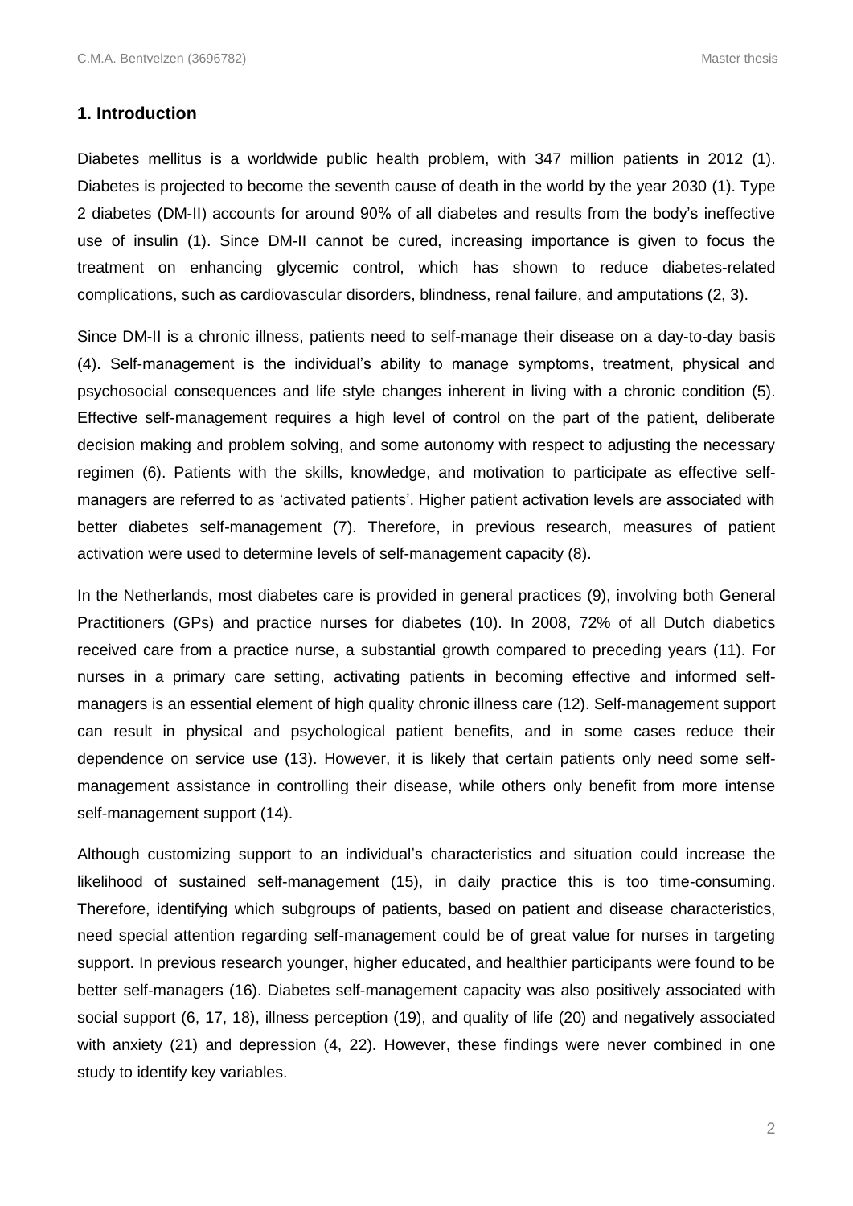## 1. Introduction

Diabetes mellitus is a worldwide public health problem, with 347 million patients in 2012 (1). Diabetes is projected to become the seventh cause of death in the world by the year 2030 (1). Type 2 diabetes (DM-II) accounts for around 90% of all diabetes and results from the body's ineffective use of insulin (1). Since DM-II cannot be cured, increasing importance is given to focus the treatment on enhancing glycemic control, which has shown to reduce diabetes-related complications, such as cardiovascular disorders, blindness, renal failure, and amputations (2, 3).

Since DM-II is a chronic illness, patients need to self-manage their disease on a day-to-day basis (4). Self-management is the individual's ability to manage symptoms, treatment, physical and psychosocial consequences and life style changes inherent in living with a chronic condition (5). Effective self-management requires a high level of control on the part of the patient, deliberate decision making and problem solving, and some autonomy with respect to adjusting the necessary regimen (6). Patients with the skills, knowledge, and motivation to participate as effective self-managers are referred to as 'activated patients'. Higher patient activation levels are associated with better diabetes self-management (7). Therefore, in previous research, measures of patient activation were used to determine levels of self-management capacity (8).

In the Netherlands, most diabetes care is provided in general practices (9), involving both General Practitioners (GPs) and practice nurses for diabetes (10). In 2008, 72% of all Dutch diabetics received care from a practice nurse, a substantial growth compared to preceding years (11). For nurses in a primary care setting, activating patients in becoming effective and informed self-managers is an essential element of high quality chronic illness care (12). Self-management support can result in physical and psychological patient benefits, and in some cases reduce their dependence on service use (13). However, it is likely that certain patients only need some self-management assistance in controlling their disease, while others only benefit from more intense self-management support (14).

Although customizing support to an individual's characteristics and situation could increase the likelihood of sustained self-management (15), in daily practice this is too time-consuming. Therefore, identifying which subgroups of patients, based on patient and disease characteristics, need special attention regarding self-management could be of great value for nurses in targeting support. In previous research younger, higher educated, and healthier participants were found to be better self-managers (16). Diabetes self-management capacity was also positively associated with social support (6, 17, 18), illness perception (19), and quality of life (20) and negatively associated with anxiety (21) and depression (4, 22). However, these findings were never combined in one study to identify key variables.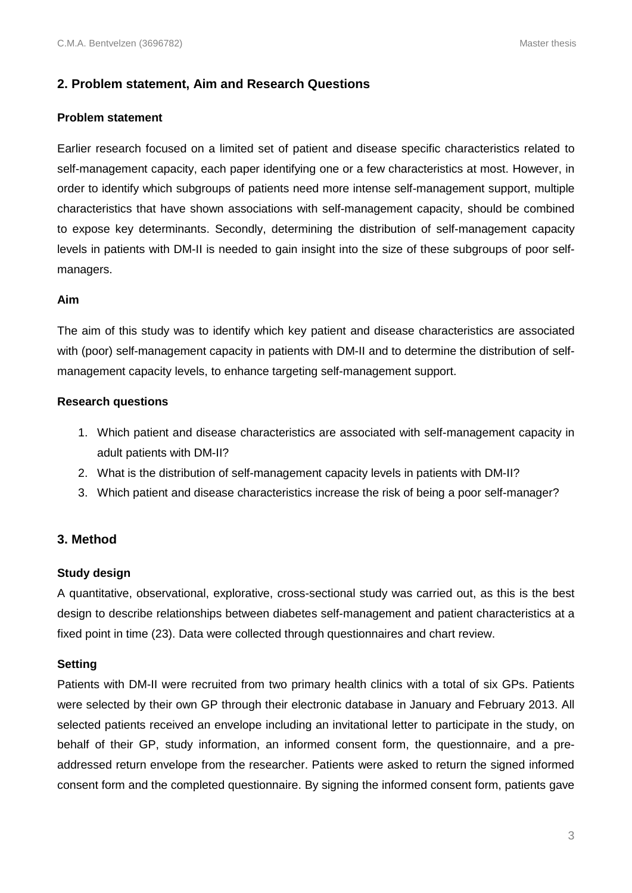## 2. Problem statement, Aim and Research Questions

### Problem statement

Earlier research focused on a limited set of patient and disease specific characteristics related to self-management capacity, each paper identifying one or a few characteristics at most. However, in order to identify which subgroups of patients need more intense self-management support, multiple characteristics that have shown associations with self-management capacity, should be combined to expose key determinants. Secondly, determining the distribution of self-management capacity levels in patients with DM-II is needed to gain insight into the size of these subgroups of poor self-managers.

### Aim

The aim of this study was to identify which key patient and disease characteristics are associated with (poor) self-management capacity in patients with DM-II and to determine the distribution of self-management capacity levels, to enhance targeting self-management support.

### Research questions

1. Which patient and disease characteristics are associated with self-management capacity in adult patients with DM-II?
2. What is the distribution of self-management capacity levels in patients with DM-II?
3. Which patient and disease characteristics increase the risk of being a poor self-manager?

## 3. Method

### Study design

A quantitative, observational, explorative, cross-sectional study was carried out, as this is the best design to describe relationships between diabetes self-management and patient characteristics at a fixed point in time (23). Data were collected through questionnaires and chart review.

### Setting

Patients with DM-II were recruited from two primary health clinics with a total of six GPs. Patients were selected by their own GP through their electronic database in January and February 2013. All selected patients received an envelope including an invitational letter to participate in the study, on behalf of their GP, study information, an informed consent form, the questionnaire, and a pre-addressed return envelope from the researcher. Patients were asked to return the signed informed consent form and the completed questionnaire. By signing the informed consent form, patients gave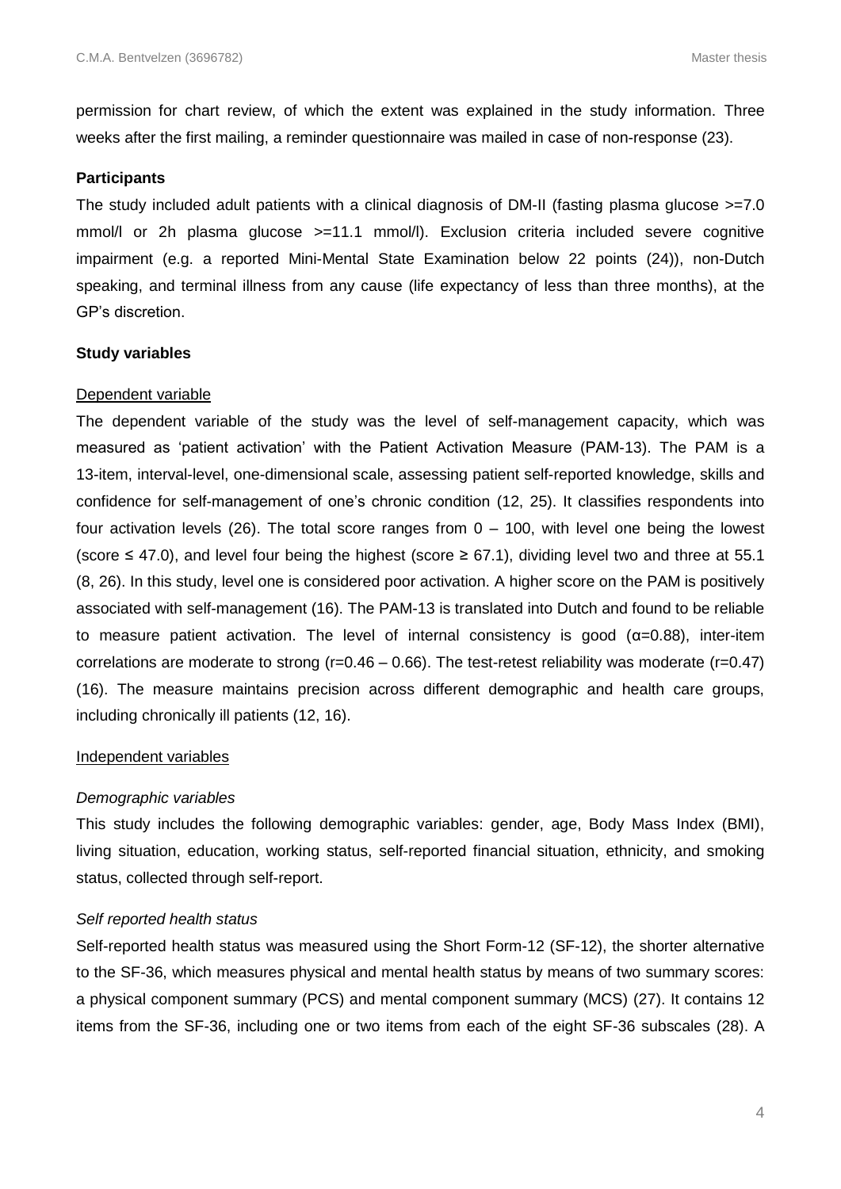permission for chart review, of which the extent was explained in the study information. Three weeks after the first mailing, a reminder questionnaire was mailed in case of non-response (23).

**Participants**

The study included adult patients with a clinical diagnosis of DM-II (fasting plasma glucose >=7.0 mmol/l or 2h plasma glucose >=11.1 mmol/l). Exclusion criteria included severe cognitive impairment (e.g. a reported Mini-Mental State Examination below 22 points (24)), non-Dutch speaking, and terminal illness from any cause (life expectancy of less than three months), at the GP's discretion.

**Study variables**

<u>Dependent variable</u>

The dependent variable of the study was the level of self-management capacity, which was measured as 'patient activation' with the Patient Activation Measure (PAM-13). The PAM is a 13-item, interval-level, one-dimensional scale, assessing patient self-reported knowledge, skills and confidence for self-management of one's chronic condition (12, 25). It classifies respondents into four activation levels (26). The total score ranges from 0 – 100, with level one being the lowest (score ≤ 47.0), and level four being the highest (score ≥ 67.1), dividing level two and three at 55.1 (8, 26). In this study, level one is considered poor activation. A higher score on the PAM is positively associated with self-management (16). The PAM-13 is translated into Dutch and found to be reliable to measure patient activation. The level of internal consistency is good ($\alpha$=0.88), inter-item correlations are moderate to strong (r=0.46 – 0.66). The test-retest reliability was moderate (r=0.47) (16). The measure maintains precision across different demographic and health care groups, including chronically ill patients (12, 16).

<u>Independent variables</u>

*Demographic variables*

This study includes the following demographic variables: gender, age, Body Mass Index (BMI), living situation, education, working status, self-reported financial situation, ethnicity, and smoking status, collected through self-report.

*Self reported health status*

Self-reported health status was measured using the Short Form-12 (SF-12), the shorter alternative to the SF-36, which measures physical and mental health status by means of two summary scores: a physical component summary (PCS) and mental component summary (MCS) (27). It contains 12 items from the SF-36, including one or two items from each of the eight SF-36 subscales (28). A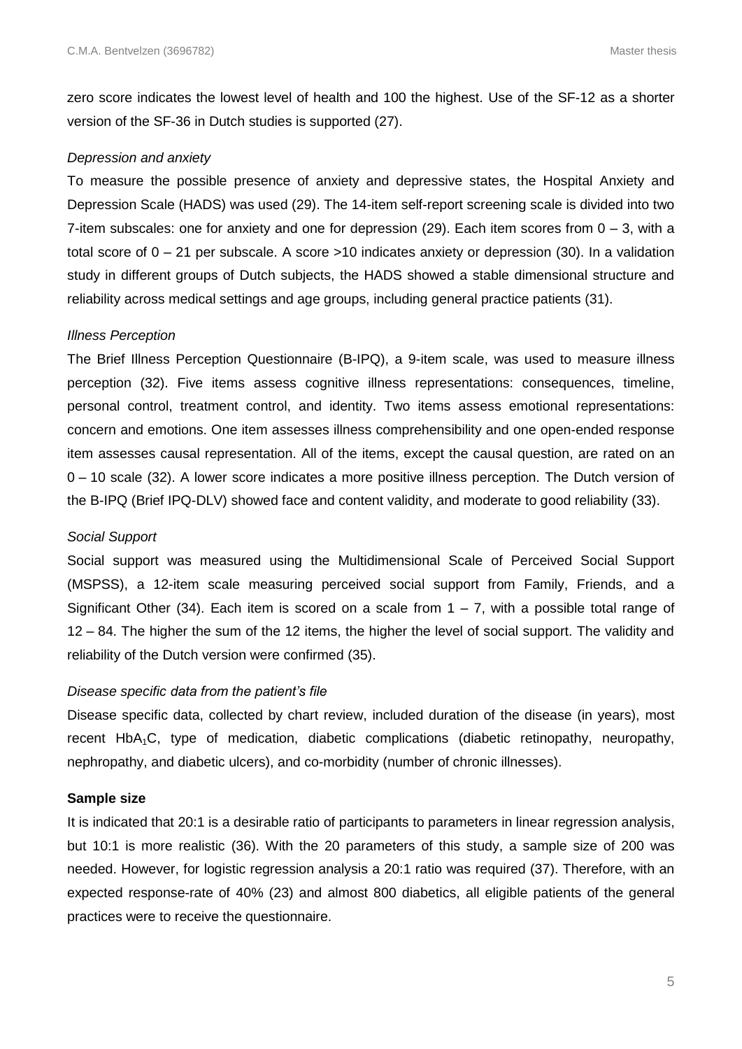zero score indicates the lowest level of health and 100 the highest. Use of the SF-12 as a shorter version of the SF-36 in Dutch studies is supported (27).

*Depression and anxiety*

To measure the possible presence of anxiety and depressive states, the Hospital Anxiety and Depression Scale (HADS) was used (29). The 14-item self-report screening scale is divided into two 7-item subscales: one for anxiety and one for depression (29). Each item scores from 0 – 3, with a total score of 0 – 21 per subscale. A score >10 indicates anxiety or depression (30). In a validation study in different groups of Dutch subjects, the HADS showed a stable dimensional structure and reliability across medical settings and age groups, including general practice patients (31).

*Illness Perception*

The Brief Illness Perception Questionnaire (B-IPQ), a 9-item scale, was used to measure illness perception (32). Five items assess cognitive illness representations: consequences, timeline, personal control, treatment control, and identity. Two items assess emotional representations: concern and emotions. One item assesses illness comprehensibility and one open-ended response item assesses causal representation. All of the items, except the causal question, are rated on an 0 – 10 scale (32). A lower score indicates a more positive illness perception. The Dutch version of the B-IPQ (Brief IPQ-DLV) showed face and content validity, and moderate to good reliability (33).

*Social Support*

Social support was measured using the Multidimensional Scale of Perceived Social Support (MSPSS), a 12-item scale measuring perceived social support from Family, Friends, and a Significant Other (34). Each item is scored on a scale from 1 – 7, with a possible total range of 12 – 84. The higher the sum of the 12 items, the higher the level of social support. The validity and reliability of the Dutch version were confirmed (35).

*Disease specific data from the patient's file*

Disease specific data, collected by chart review, included duration of the disease (in years), most recent $HbA_1C$, type of medication, diabetic complications (diabetic retinopathy, neuropathy, nephropathy, and diabetic ulcers), and co-morbidity (number of chronic illnesses).

**Sample size**

It is indicated that 20:1 is a desirable ratio of participants to parameters in linear regression analysis, but 10:1 is more realistic (36). With the 20 parameters of this study, a sample size of 200 was needed. However, for logistic regression analysis a 20:1 ratio was required (37). Therefore, with an expected response-rate of 40% (23) and almost 800 diabetics, all eligible patients of the general practices were to receive the questionnaire.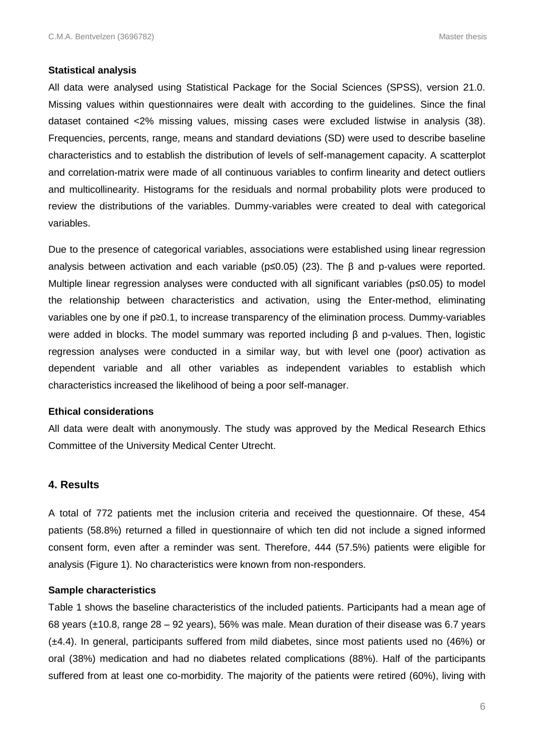**Statistical analysis**

All data were analysed using Statistical Package for the Social Sciences (SPSS), version 21.0. Missing values within questionnaires were dealt with according to the guidelines. Since the final dataset contained <2% missing values, missing cases were excluded listwise in analysis (38). Frequencies, percents, range, means and standard deviations (SD) were used to describe baseline characteristics and to establish the distribution of levels of self-management capacity. A scatterplot and correlation-matrix were made of all continuous variables to confirm linearity and detect outliers and multicollinearity. Histograms for the residuals and normal probability plots were produced to review the distributions of the variables. Dummy-variables were created to deal with categorical variables.

Due to the presence of categorical variables, associations were established using linear regression analysis between activation and each variable ($p \leq 0.05$) (23). The β and p-values were reported. Multiple linear regression analyses were conducted with all significant variables ($p \leq 0.05$) to model the relationship between characteristics and activation, using the Enter-method, eliminating variables one by one if $p \geq 0.1$, to increase transparency of the elimination process. Dummy-variables were added in blocks. The model summary was reported including β and p-values. Then, logistic regression analyses were conducted in a similar way, but with level one (poor) activation as dependent variable and all other variables as independent variables to establish which characteristics increased the likelihood of being a poor self-manager.

**Ethical considerations**

All data were dealt with anonymously. The study was approved by the Medical Research Ethics Committee of the University Medical Center Utrecht.

## 4. Results

A total of 772 patients met the inclusion criteria and received the questionnaire. Of these, 454 patients (58.8%) returned a filled in questionnaire of which ten did not include a signed informed consent form, even after a reminder was sent. Therefore, 444 (57.5%) patients were eligible for analysis (Figure 1). No characteristics were known from non-responders.

**Sample characteristics**

Table 1 shows the baseline characteristics of the included patients. Participants had a mean age of 68 years (±10.8, range 28 – 92 years), 56% was male. Mean duration of their disease was 6.7 years (±4.4). In general, participants suffered from mild diabetes, since most patients used no (46%) or oral (38%) medication and had no diabetes related complications (88%). Half of the participants suffered from at least one co-morbidity. The majority of the patients were retired (60%), living with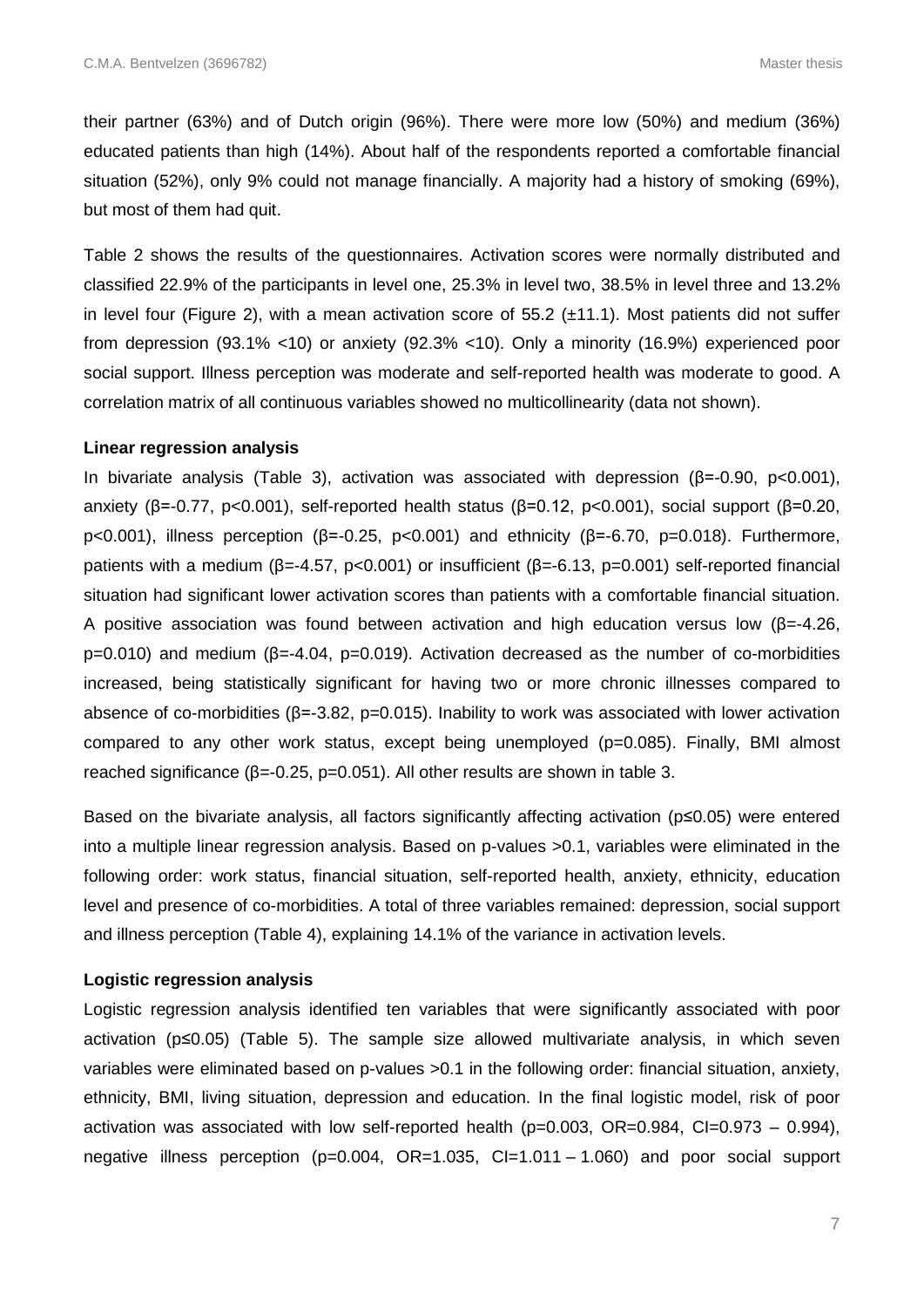their partner (63%) and of Dutch origin (96%). There were more low (50%) and medium (36%) educated patients than high (14%). About half of the respondents reported a comfortable financial situation (52%), only 9% could not manage financially. A majority had a history of smoking (69%), but most of them had quit.

Table 2 shows the results of the questionnaires. Activation scores were normally distributed and classified 22.9% of the participants in level one, 25.3% in level two, 38.5% in level three and 13.2% in level four (Figure 2), with a mean activation score of 55.2 (±11.1). Most patients did not suffer from depression (93.1% <10) or anxiety (92.3% <10). Only a minority (16.9%) experienced poor social support. Illness perception was moderate and self-reported health was moderate to good. A correlation matrix of all continuous variables showed no multicollinearity (data not shown).

**Linear regression analysis**

In bivariate analysis (Table 3), activation was associated with depression ($\beta$=-0.90, $p$<0.001), anxiety ($\beta$=-0.77, $p$<0.001), self-reported health status ($\beta$=0.12, $p$<0.001), social support ($\beta$=0.20, $p$<0.001), illness perception ($\beta$=-0.25, $p$<0.001) and ethnicity ($\beta$=-6.70, $p$=0.018). Furthermore, patients with a medium ($\beta$=-4.57, $p$<0.001) or insufficient ($\beta$=-6.13, $p$=0.001) self-reported financial situation had significant lower activation scores than patients with a comfortable financial situation. A positive association was found between activation and high education versus low ($\beta$=-4.26, $p$=0.010) and medium ($\beta$=-4.04, $p$=0.019). Activation decreased as the number of co-morbidities increased, being statistically significant for having two or more chronic illnesses compared to absence of co-morbidities ($\beta$=-3.82, $p$=0.015). Inability to work was associated with lower activation compared to any other work status, except being unemployed ($p$=0.085). Finally, BMI almost reached significance ($\beta$=-0.25, $p$=0.051). All other results are shown in table 3.

Based on the bivariate analysis, all factors significantly affecting activation ($p$≤0.05) were entered into a multiple linear regression analysis. Based on p-values >0.1, variables were eliminated in the following order: work status, financial situation, self-reported health, anxiety, ethnicity, education level and presence of co-morbidities. A total of three variables remained: depression, social support and illness perception (Table 4), explaining 14.1% of the variance in activation levels.

**Logistic regression analysis**

Logistic regression analysis identified ten variables that were significantly associated with poor activation ($p$≤0.05) (Table 5). The sample size allowed multivariate analysis, in which seven variables were eliminated based on p-values >0.1 in the following order: financial situation, anxiety, ethnicity, BMI, living situation, depression and education. In the final logistic model, risk of poor activation was associated with low self-reported health ($p$=0.003, OR=0.984, CI=0.973 – 0.994), negative illness perception ($p$=0.004, OR=1.035, CI=1.011 – 1.060) and poor social support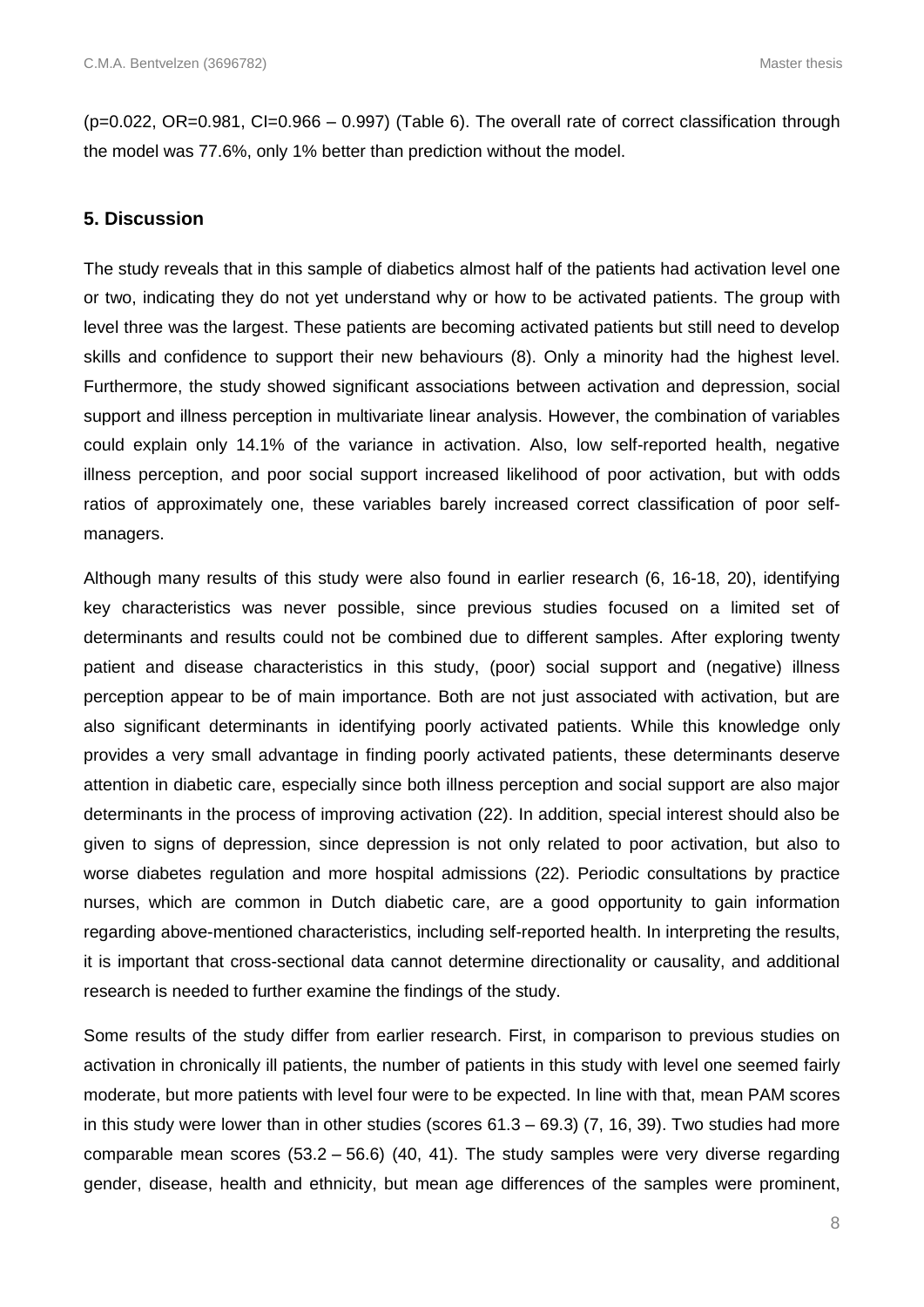(p=0.022, OR=0.981, CI=0.966 – 0.997) (Table 6). The overall rate of correct classification through the model was 77.6%, only 1% better than prediction without the model.

## 5. Discussion

The study reveals that in this sample of diabetics almost half of the patients had activation level one or two, indicating they do not yet understand why or how to be activated patients. The group with level three was the largest. These patients are becoming activated patients but still need to develop skills and confidence to support their new behaviours (8). Only a minority had the highest level. Furthermore, the study showed significant associations between activation and depression, social support and illness perception in multivariate linear analysis. However, the combination of variables could explain only 14.1% of the variance in activation. Also, low self-reported health, negative illness perception, and poor social support increased likelihood of poor activation, but with odds ratios of approximately one, these variables barely increased correct classification of poor self-managers.

Although many results of this study were also found in earlier research (6, 16-18, 20), identifying key characteristics was never possible, since previous studies focused on a limited set of determinants and results could not be combined due to different samples. After exploring twenty patient and disease characteristics in this study, (poor) social support and (negative) illness perception appear to be of main importance. Both are not just associated with activation, but are also significant determinants in identifying poorly activated patients. While this knowledge only provides a very small advantage in finding poorly activated patients, these determinants deserve attention in diabetic care, especially since both illness perception and social support are also major determinants in the process of improving activation (22). In addition, special interest should also be given to signs of depression, since depression is not only related to poor activation, but also to worse diabetes regulation and more hospital admissions (22). Periodic consultations by practice nurses, which are common in Dutch diabetic care, are a good opportunity to gain information regarding above-mentioned characteristics, including self-reported health. In interpreting the results, it is important that cross-sectional data cannot determine directionality or causality, and additional research is needed to further examine the findings of the study.

Some results of the study differ from earlier research. First, in comparison to previous studies on activation in chronically ill patients, the number of patients in this study with level one seemed fairly moderate, but more patients with level four were to be expected. In line with that, mean PAM scores in this study were lower than in other studies (scores 61.3 – 69.3) (7, 16, 39). Two studies had more comparable mean scores (53.2 – 56.6) (40, 41). The study samples were very diverse regarding gender, disease, health and ethnicity, but mean age differences of the samples were prominent,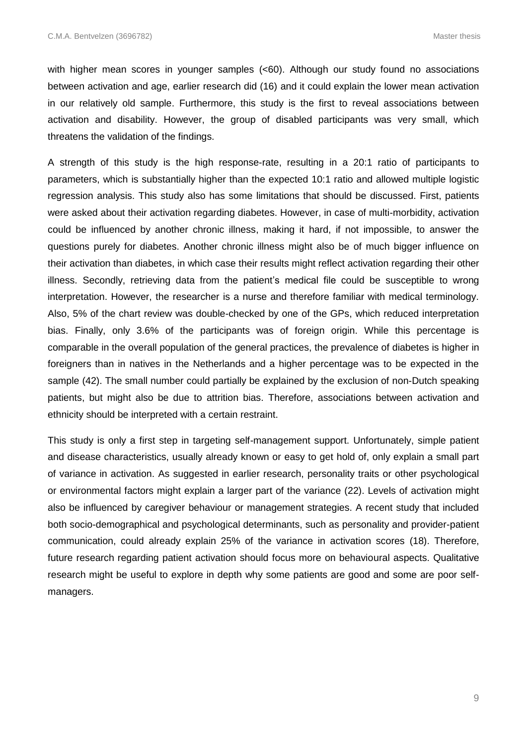with higher mean scores in younger samples (<60). Although our study found no associations between activation and age, earlier research did (16) and it could explain the lower mean activation in our relatively old sample. Furthermore, this study is the first to reveal associations between activation and disability. However, the group of disabled participants was very small, which threatens the validation of the findings.

A strength of this study is the high response-rate, resulting in a 20:1 ratio of participants to parameters, which is substantially higher than the expected 10:1 ratio and allowed multiple logistic regression analysis. This study also has some limitations that should be discussed. First, patients were asked about their activation regarding diabetes. However, in case of multi-morbidity, activation could be influenced by another chronic illness, making it hard, if not impossible, to answer the questions purely for diabetes. Another chronic illness might also be of much bigger influence on their activation than diabetes, in which case their results might reflect activation regarding their other illness. Secondly, retrieving data from the patient's medical file could be susceptible to wrong interpretation. However, the researcher is a nurse and therefore familiar with medical terminology. Also, 5% of the chart review was double-checked by one of the GPs, which reduced interpretation bias. Finally, only 3.6% of the participants was of foreign origin. While this percentage is comparable in the overall population of the general practices, the prevalence of diabetes is higher in foreigners than in natives in the Netherlands and a higher percentage was to be expected in the sample (42). The small number could partially be explained by the exclusion of non-Dutch speaking patients, but might also be due to attrition bias. Therefore, associations between activation and ethnicity should be interpreted with a certain restraint.

This study is only a first step in targeting self-management support. Unfortunately, simple patient and disease characteristics, usually already known or easy to get hold of, only explain a small part of variance in activation. As suggested in earlier research, personality traits or other psychological or environmental factors might explain a larger part of the variance (22). Levels of activation might also be influenced by caregiver behaviour or management strategies. A recent study that included both socio-demographical and psychological determinants, such as personality and provider-patient communication, could already explain 25% of the variance in activation scores (18). Therefore, future research regarding patient activation should focus more on behavioural aspects. Qualitative research might be useful to explore in depth why some patients are good and some are poor self-managers.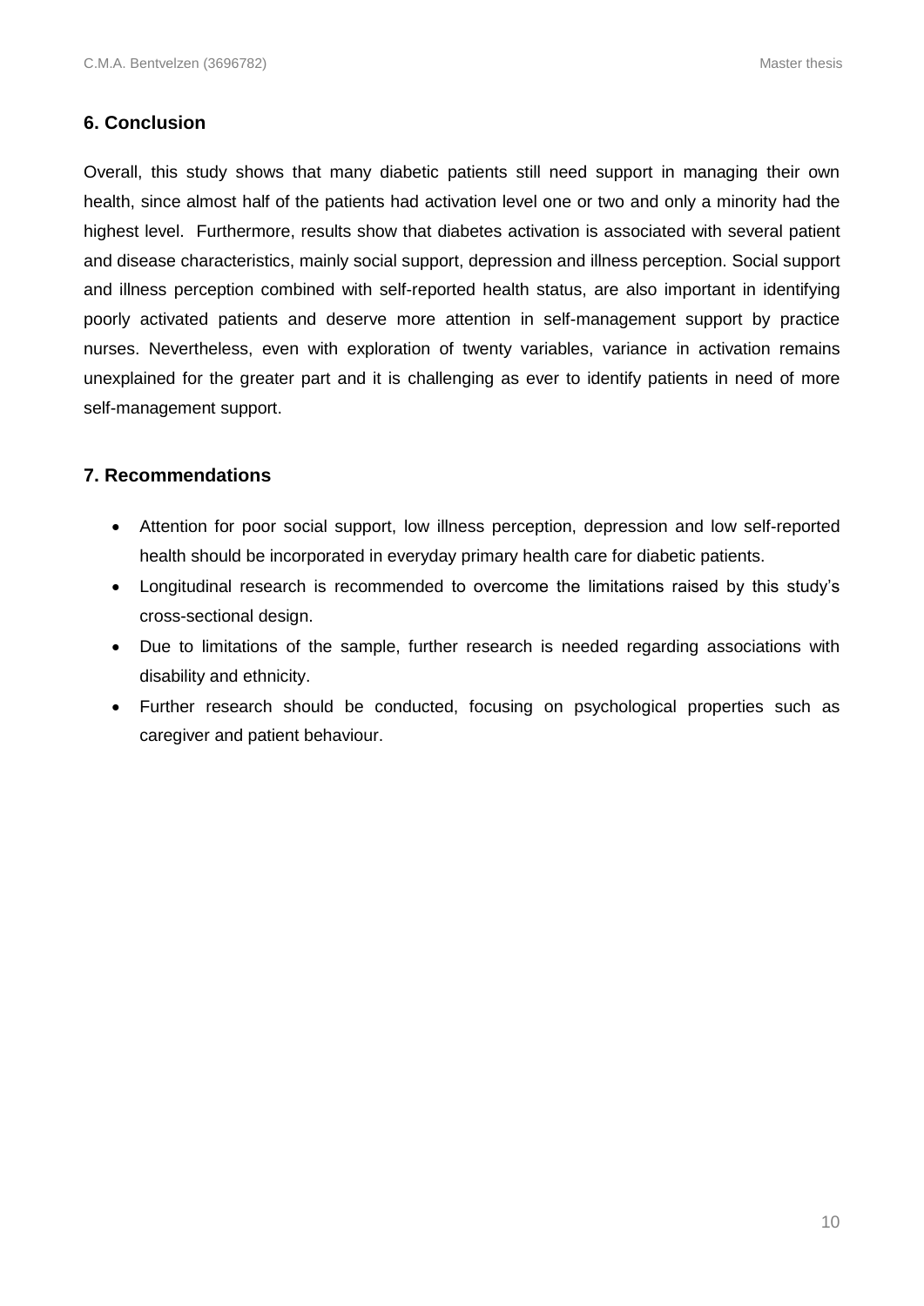## 6. Conclusion

Overall, this study shows that many diabetic patients still need support in managing their own health, since almost half of the patients had activation level one or two and only a minority had the highest level. Furthermore, results show that diabetes activation is associated with several patient and disease characteristics, mainly social support, depression and illness perception. Social support and illness perception combined with self-reported health status, are also important in identifying poorly activated patients and deserve more attention in self-management support by practice nurses. Nevertheless, even with exploration of twenty variables, variance in activation remains unexplained for the greater part and it is challenging as ever to identify patients in need of more self-management support.

## 7. Recommendations

- Attention for poor social support, low illness perception, depression and low self-reported health should be incorporated in everyday primary health care for diabetic patients.
- Longitudinal research is recommended to overcome the limitations raised by this study's cross-sectional design.
- Due to limitations of the sample, further research is needed regarding associations with disability and ethnicity.
- Further research should be conducted, focusing on psychological properties such as caregiver and patient behaviour.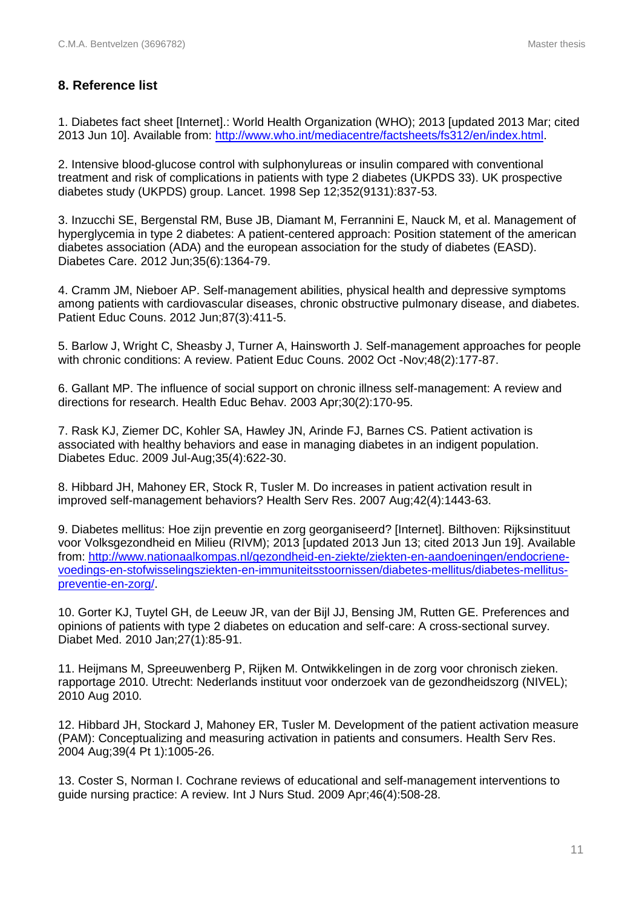## 8. Reference list

1. Diabetes fact sheet [Internet].: World Health Organization (WHO); 2013 [updated 2013 Mar; cited 2013 Jun 10]. Available from: http://www.who.int/mediacentre/factsheets/fs312/en/index.html.

2. Intensive blood-glucose control with sulphonylureas or insulin compared with conventional treatment and risk of complications in patients with type 2 diabetes (UKPDS 33). UK prospective diabetes study (UKPDS) group. Lancet. 1998 Sep 12;352(9131):837-53.

3. Inzucchi SE, Bergenstal RM, Buse JB, Diamant M, Ferrannini E, Nauck M, et al. Management of hyperglycemia in type 2 diabetes: A patient-centered approach: Position statement of the american diabetes association (ADA) and the european association for the study of diabetes (EASD). Diabetes Care. 2012 Jun;35(6):1364-79.

4. Cramm JM, Nieboer AP. Self-management abilities, physical health and depressive symptoms among patients with cardiovascular diseases, chronic obstructive pulmonary disease, and diabetes. Patient Educ Couns. 2012 Jun;87(3):411-5.

5. Barlow J, Wright C, Sheasby J, Turner A, Hainsworth J. Self-management approaches for people with chronic conditions: A review. Patient Educ Couns. 2002 Oct -Nov;48(2):177-87.

6. Gallant MP. The influence of social support on chronic illness self-management: A review and directions for research. Health Educ Behav. 2003 Apr;30(2):170-95.

7. Rask KJ, Ziemer DC, Kohler SA, Hawley JN, Arinde FJ, Barnes CS. Patient activation is associated with healthy behaviors and ease in managing diabetes in an indigent population. Diabetes Educ. 2009 Jul-Aug;35(4):622-30.

8. Hibbard JH, Mahoney ER, Stock R, Tusler M. Do increases in patient activation result in improved self-management behaviors? Health Serv Res. 2007 Aug;42(4):1443-63.

9. Diabetes mellitus: Hoe zijn preventie en zorg georganiseerd? [Internet]. Bilthoven: Rijksinstituut voor Volksgezondheid en Milieu (RIVM); 2013 [updated 2013 Jun 13; cited 2013 Jun 19]. Available from: http://www.nationaalkompas.nl/gezondheid-en-ziekte/ziekten-en-aandoeningen/endocriene-voedings-en-stofwisselingsziekten-en-immuniteitsstoornissen/diabetes-mellitus/diabetes-mellitus-preventie-en-zorg/.

10. Gorter KJ, Tuytel GH, de Leeuw JR, van der Bijl JJ, Bensing JM, Rutten GE. Preferences and opinions of patients with type 2 diabetes on education and self-care: A cross-sectional survey. Diabet Med. 2010 Jan;27(1):85-91.

11. Heijmans M, Spreeuwenberg P, Rijken M. Ontwikkelingen in de zorg voor chronisch zieken. rapportage 2010. Utrecht: Nederlands instituut voor onderzoek van de gezondheidszorg (NIVEL); 2010 Aug 2010.

12. Hibbard JH, Stockard J, Mahoney ER, Tusler M. Development of the patient activation measure (PAM): Conceptualizing and measuring activation in patients and consumers. Health Serv Res. 2004 Aug;39(4 Pt 1):1005-26.

13. Coster S, Norman I. Cochrane reviews of educational and self-management interventions to guide nursing practice: A review. Int J Nurs Stud. 2009 Apr;46(4):508-28.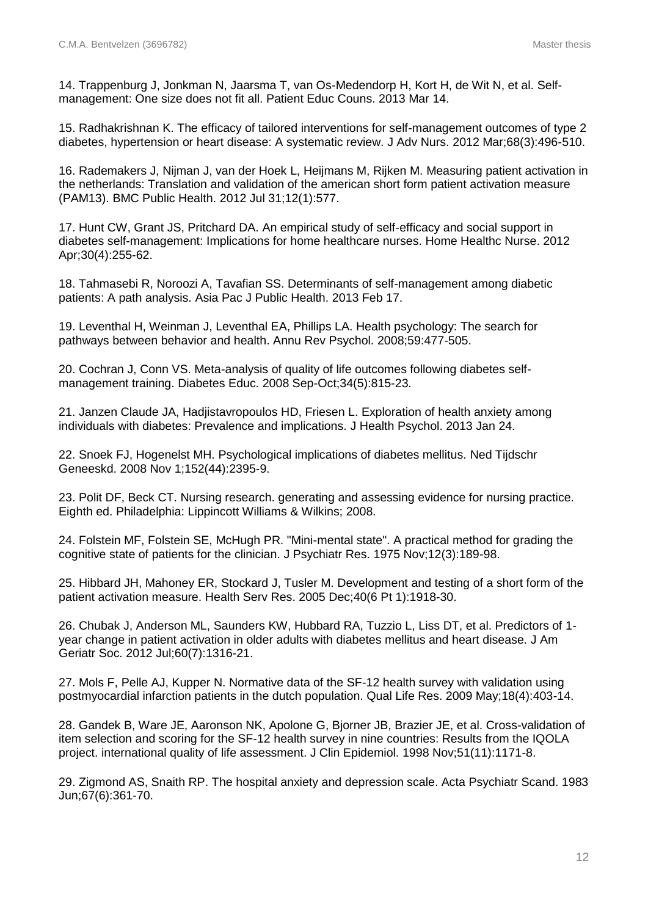14. Trappenburg J, Jonkman N, Jaarsma T, van Os-Medendorp H, Kort H, de Wit N, et al. Self-management: One size does not fit all. Patient Educ Couns. 2013 Mar 14.

15. Radhakrishnan K. The efficacy of tailored interventions for self-management outcomes of type 2 diabetes, hypertension or heart disease: A systematic review. J Adv Nurs. 2012 Mar;68(3):496-510.

16. Rademakers J, Nijman J, van der Hoek L, Heijmans M, Rijken M. Measuring patient activation in the netherlands: Translation and validation of the american short form patient activation measure (PAM13). BMC Public Health. 2012 Jul 31;12(1):577.

17. Hunt CW, Grant JS, Pritchard DA. An empirical study of self-efficacy and social support in diabetes self-management: Implications for home healthcare nurses. Home Healthc Nurse. 2012 Apr;30(4):255-62.

18. Tahmasebi R, Noroozi A, Tavafian SS. Determinants of self-management among diabetic patients: A path analysis. Asia Pac J Public Health. 2013 Feb 17.

19. Leventhal H, Weinman J, Leventhal EA, Phillips LA. Health psychology: The search for pathways between behavior and health. Annu Rev Psychol. 2008;59:477-505.

20. Cochran J, Conn VS. Meta-analysis of quality of life outcomes following diabetes self-management training. Diabetes Educ. 2008 Sep-Oct;34(5):815-23.

21. Janzen Claude JA, Hadjistavropoulos HD, Friesen L. Exploration of health anxiety among individuals with diabetes: Prevalence and implications. J Health Psychol. 2013 Jan 24.

22. Snoek FJ, Hogenelst MH. Psychological implications of diabetes mellitus. Ned Tijdschr Geneeskd. 2008 Nov 1;152(44):2395-9.

23. Polit DF, Beck CT. Nursing research. generating and assessing evidence for nursing practice. Eighth ed. Philadelphia: Lippincott Williams & Wilkins; 2008.

24. Folstein MF, Folstein SE, McHugh PR. "Mini-mental state". A practical method for grading the cognitive state of patients for the clinician. J Psychiatr Res. 1975 Nov;12(3):189-98.

25. Hibbard JH, Mahoney ER, Stockard J, Tusler M. Development and testing of a short form of the patient activation measure. Health Serv Res. 2005 Dec;40(6 Pt 1):1918-30.

26. Chubak J, Anderson ML, Saunders KW, Hubbard RA, Tuzzio L, Liss DT, et al. Predictors of 1-year change in patient activation in older adults with diabetes mellitus and heart disease. J Am Geriatr Soc. 2012 Jul;60(7):1316-21.

27. Mols F, Pelle AJ, Kupper N. Normative data of the SF-12 health survey with validation using postmyocardial infarction patients in the dutch population. Qual Life Res. 2009 May;18(4):403-14.

28. Gandek B, Ware JE, Aaronson NK, Apolone G, Bjorner JB, Brazier JE, et al. Cross-validation of item selection and scoring for the SF-12 health survey in nine countries: Results from the IQOLA project. international quality of life assessment. J Clin Epidemiol. 1998 Nov;51(11):1171-8.

29. Zigmond AS, Snaith RP. The hospital anxiety and depression scale. Acta Psychiatr Scand. 1983 Jun;67(6):361-70.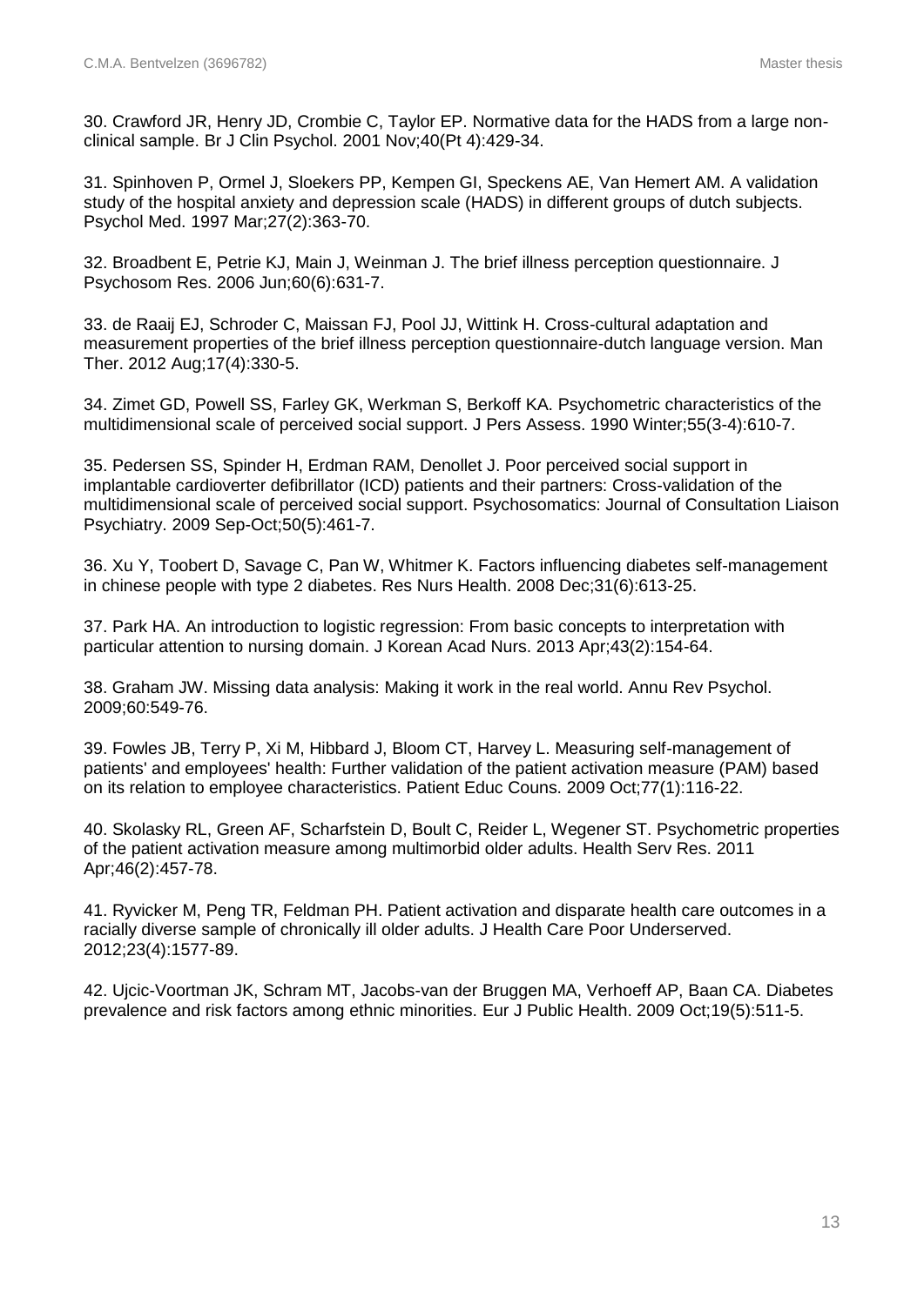30. Crawford JR, Henry JD, Crombie C, Taylor EP. Normative data for the HADS from a large non-clinical sample. Br J Clin Psychol. 2001 Nov;40(Pt 4):429-34.

31. Spinhoven P, Ormel J, Sloekers PP, Kempen GI, Speckens AE, Van Hemert AM. A validation study of the hospital anxiety and depression scale (HADS) in different groups of dutch subjects. Psychol Med. 1997 Mar;27(2):363-70.

32. Broadbent E, Petrie KJ, Main J, Weinman J. The brief illness perception questionnaire. J Psychosom Res. 2006 Jun;60(6):631-7.

33. de Raaij EJ, Schroder C, Maissan FJ, Pool JJ, Wittink H. Cross-cultural adaptation and measurement properties of the brief illness perception questionnaire-dutch language version. Man Ther. 2012 Aug;17(4):330-5.

34. Zimet GD, Powell SS, Farley GK, Werkman S, Berkoff KA. Psychometric characteristics of the multidimensional scale of perceived social support. J Pers Assess. 1990 Winter;55(3-4):610-7.

35. Pedersen SS, Spinder H, Erdman RAM, Denollet J. Poor perceived social support in implantable cardioverter defibrillator (ICD) patients and their partners: Cross-validation of the multidimensional scale of perceived social support. Psychosomatics: Journal of Consultation Liaison Psychiatry. 2009 Sep-Oct;50(5):461-7.

36. Xu Y, Toobert D, Savage C, Pan W, Whitmer K. Factors influencing diabetes self-management in chinese people with type 2 diabetes. Res Nurs Health. 2008 Dec;31(6):613-25.

37. Park HA. An introduction to logistic regression: From basic concepts to interpretation with particular attention to nursing domain. J Korean Acad Nurs. 2013 Apr;43(2):154-64.

38. Graham JW. Missing data analysis: Making it work in the real world. Annu Rev Psychol. 2009;60:549-76.

39. Fowles JB, Terry P, Xi M, Hibbard J, Bloom CT, Harvey L. Measuring self-management of patients' and employees' health: Further validation of the patient activation measure (PAM) based on its relation to employee characteristics. Patient Educ Couns. 2009 Oct;77(1):116-22.

40. Skolasky RL, Green AF, Scharfstein D, Boult C, Reider L, Wegener ST. Psychometric properties of the patient activation measure among multimorbid older adults. Health Serv Res. 2011 Apr;46(2):457-78.

41. Ryvicker M, Peng TR, Feldman PH. Patient activation and disparate health care outcomes in a racially diverse sample of chronically ill older adults. J Health Care Poor Underserved. 2012;23(4):1577-89.

42. Ujcic-Voortman JK, Schram MT, Jacobs-van der Bruggen MA, Verhoeff AP, Baan CA. Diabetes prevalence and risk factors among ethnic minorities. Eur J Public Health. 2009 Oct;19(5):511-5.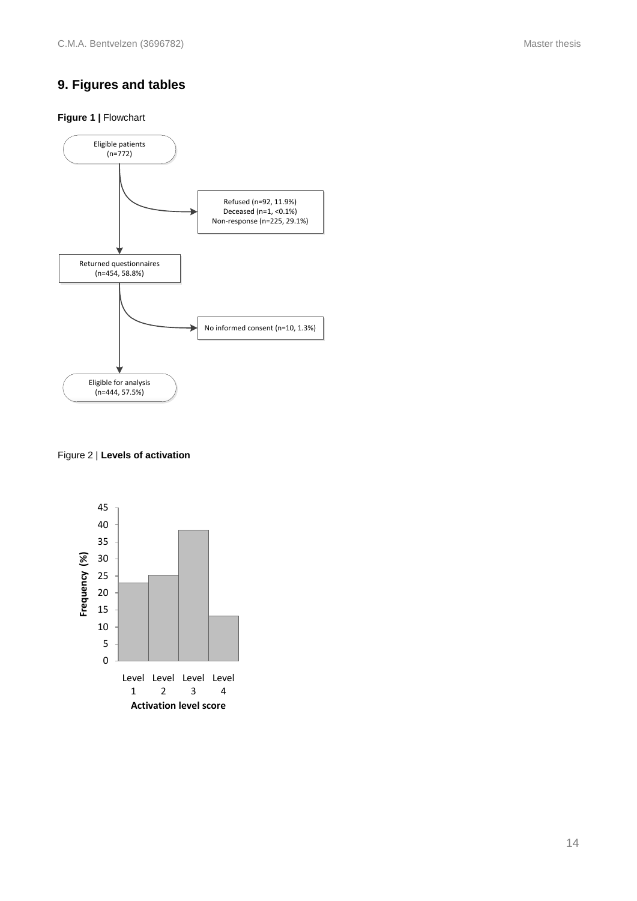## 9. Figures and tables

**Figure 1 |** Flowchart

Eligible patients
(n=772)

Refused (n=92, 11.9%)
Deceased (n=1, <0.1%)
Non-response (n=225, 29.1%)

Returned questionnaires
(n=454, 58.8%)

No informed consent (n=10, 1.3%)

Eligible for analysis
(n=444, 57.5%)

Figure 2 | **Levels of activation**

Frequency (%)

45
40
35
30
25
20
15
10
5
0

Level 1 Level 2 Level 3 Level 4

**Activation level score**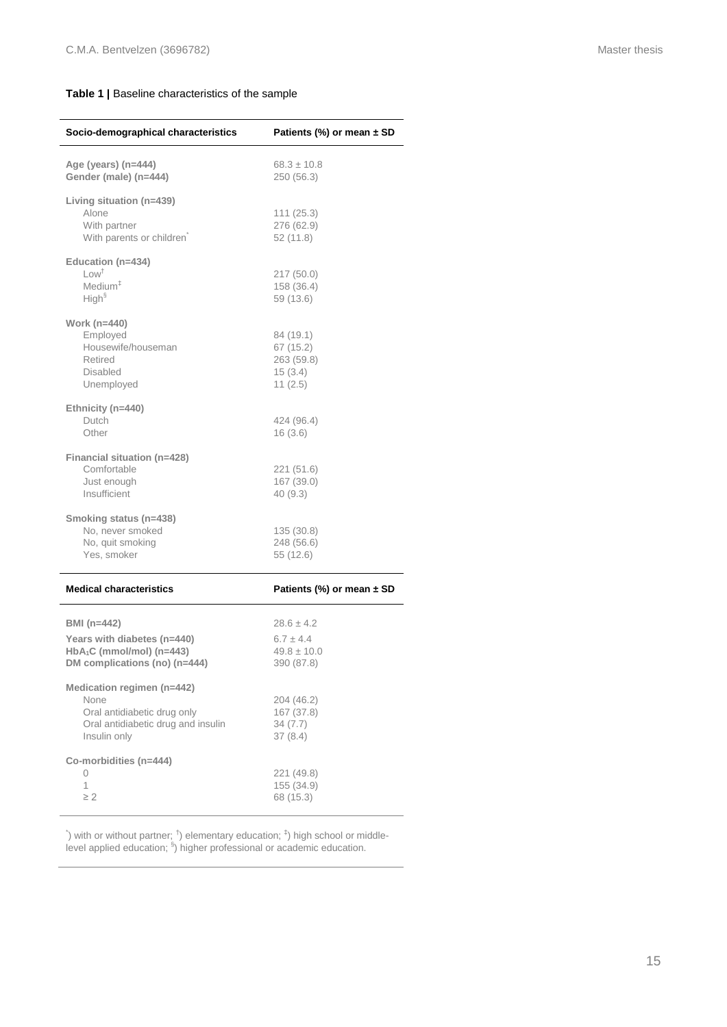**Table 1 |** Baseline characteristics of the sample

| Socio-demographical characteristics | Patients (%) or mean ± SD |
|---|---|
| **Age (years) (n=444)** | 68.3 ± 10.8 |
| **Gender (male) (n=444)** | 250 (56.3) |
| **Living situation (n=439)** | |
| Alone | 111 (25.3) |
| With partner | 276 (62.9) |
| With parents or children[*] | 52 (11.8) |
| **Education (n=434)** | |
| Low[†] | 217 (50.0) |
| Medium[‡] | 158 (36.4) |
| High[§] | 59 (13.6) |
| **Work (n=440)** | |
| Employed | 84 (19.1) |
| Housewife/houseman | 67 (15.2) |
| Retired | 263 (59.8) |
| Disabled | 15 (3.4) |
| Unemployed | 11 (2.5) |
| **Ethnicity (n=440)** | |
| Dutch | 424 (96.4) |
| Other | 16 (3.6) |
| **Financial situation (n=428)** | |
| Comfortable | 221 (51.6) |
| Just enough | 167 (39.0) |
| Insufficient | 40 (9.3) |
| **Smoking status (n=438)** | |
| No, never smoked | 135 (30.8) |
| No, quit smoking | 248 (56.6) |
| Yes, smoker | 55 (12.6) |
| **Medical characteristics** | **Patients (%) or mean ± SD** |
| **BMI (n=442)** | 28.6 ± 4.2 |
| **Years with diabetes (n=440)** | 6.7 ± 4.4 |
| **$HbA_1C$ (mmol/mol) (n=443)** | 49.8 ± 10.0 |
| **DM complications (no) (n=444)** | 390 (87.8) |
| **Medication regimen (n=442)** | |
| None | 204 (46.2) |
| Oral antidiabetic drug only | 167 (37.8) |
| Oral antidiabetic drug and insulin | 34 (7.7) |
| Insulin only | 37 (8.4) |
| **Co-morbidities (n=444)** | |
| 0 | 221 (49.8) |
| 1 | 155 (34.9) |
| ≥ 2 | 68 (15.3) |

[*]) with or without partner; [†]) elementary education; [‡]) high school or middle-level applied education; [§]) higher professional or academic education.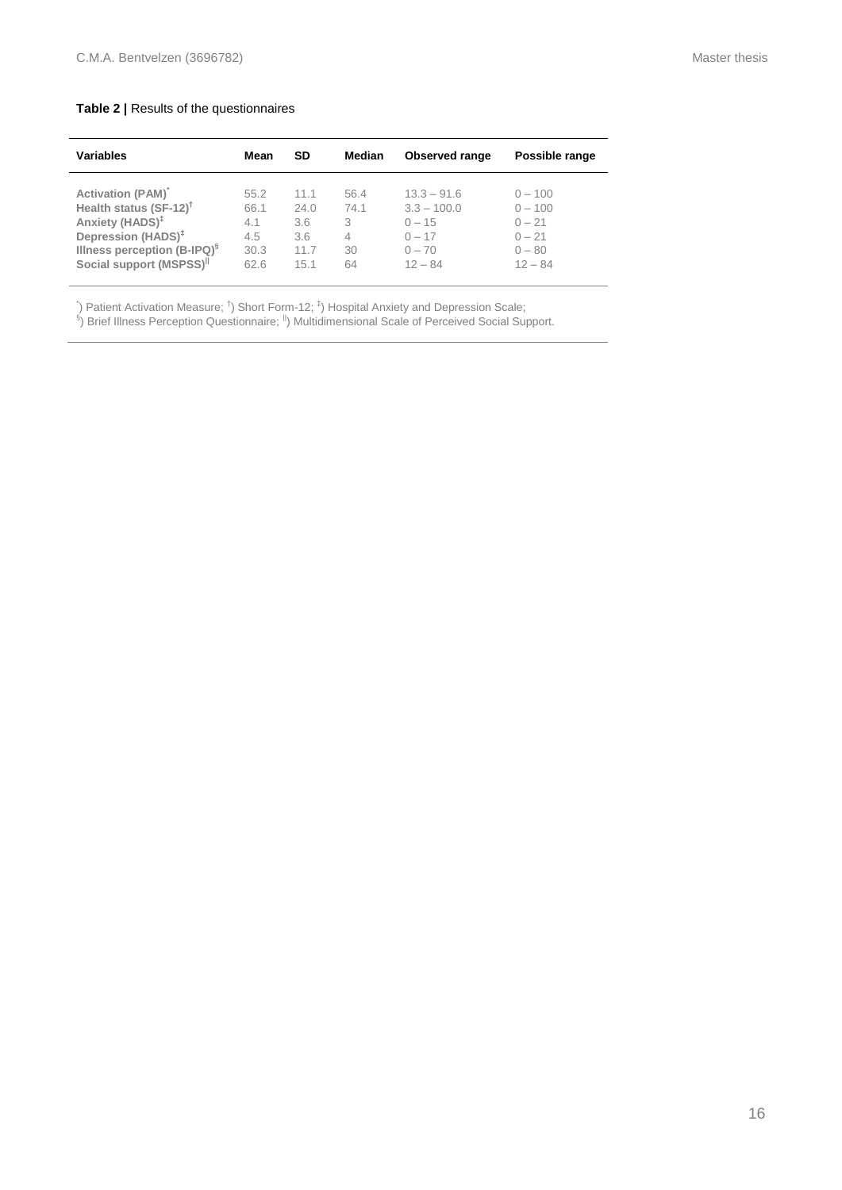**Table 2 |** Results of the questionnaires

| Variables | Mean | SD | Median | Observed range | Possible range |
|---|---|---|---|---|---|
| **Activation (PAM)**[*] | 55.2 | 11.1 | 56.4 | 13.3 – 91.6 | 0 – 100 |
| **Health status (SF-12)**[†] | 66.1 | 24.0 | 74.1 | 3.3 – 100.0 | 0 – 100 |
| **Anxiety (HADS)**[‡] | 4.1 | 3.6 | 3 | 0 – 15 | 0 – 21 |
| **Depression (HADS)**[‡] | 4.5 | 3.6 | 4 | 0 – 17 | 0 – 21 |
| **Illness perception (B-IPQ)**[§] | 30.3 | 11.7 | 30 | 0 – 70 | 0 – 80 |
| **Social support (MSPSS)**[||] | 62.6 | 15.1 | 64 | 12 – 84 | 12 – 84 |

[*]) Patient Activation Measure; [†]) Short Form-12; [‡]) Hospital Anxiety and Depression Scale;
[§]) Brief Illness Perception Questionnaire; [||]) Multidimensional Scale of Perceived Social Support.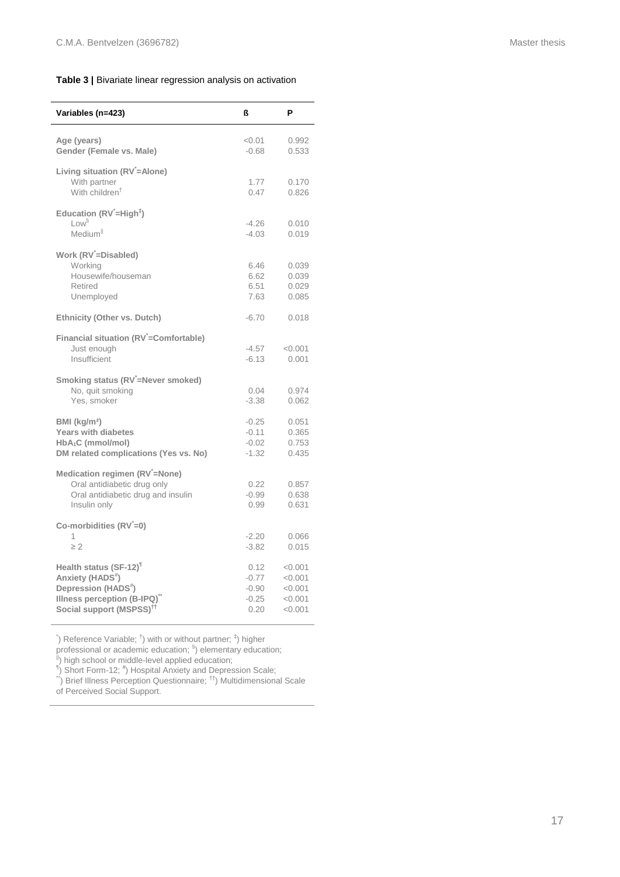**Table 3 |** Bivariate linear regression analysis on activation

| Variables (n=423) | ß | P |
|---|---|---|
| **Age (years)** | <0.01 | 0.992 |
| **Gender (Female vs. Male)** | -0.68 | 0.533 |
| **Living situation (RV[*]=Alone)** | | |
| With partner | 1.77 | 0.170 |
| With children[†] | 0.47 | 0.826 |
| **Education (RV[*]=High[‡])** | | |
| Low[§] | -4.26 | 0.010 |
| Medium[‖] | -4.03 | 0.019 |
| **Work (RV[*]=Disabled)** | | |
| Working | 6.46 | 0.039 |
| Housewife/houseman | 6.62 | 0.039 |
| Retired | 6.51 | 0.029 |
| Unemployed | 7.63 | 0.085 |
| **Ethnicity (Other vs. Dutch)** | -6.70 | 0.018 |
| **Financial situation (RV[*]=Comfortable)** | | |
| Just enough | -4.57 | <0.001 |
| Insufficient | -6.13 | 0.001 |
| **Smoking status (RV[*]=Never smoked)** | | |
| No, quit smoking | 0.04 | 0.974 |
| Yes, smoker | -3.38 | 0.062 |
| **BMI (kg/m²)** | -0.25 | 0.051 |
| **Years with diabetes** | -0.11 | 0.365 |
| **$HbA_1C$ (mmol/mol)** | -0.02 | 0.753 |
| **DM related complications (Yes vs. No)** | -1.32 | 0.435 |
| **Medication regimen (RV[*]=None)** | | |
| Oral antidiabetic drug only | 0.22 | 0.857 |
| Oral antidiabetic drug and insulin | -0.99 | 0.638 |
| Insulin only | 0.99 | 0.631 |
| **Co-morbidities (RV[*]=0)** | | |
| 1 | -2.20 | 0.066 |
| ≥ 2 | -3.82 | 0.015 |
| **Health status (SF-12)[¶]** | 0.12 | <0.001 |
| **Anxiety (HADS[#])** | -0.77 | <0.001 |
| **Depression (HADS[#])** | -0.90 | <0.001 |
| **Illness perception (B-IPQ)[**]** | -0.25 | <0.001 |
| **Social support (MSPSS)[††]** | 0.20 | <0.001 |

[*]) Reference Variable; [†]) with or without partner; [‡]) higher professional or academic education; [§]) elementary education; [‖]) high school or middle-level applied education; [¶]) Short Form-12; [#]) Hospital Anxiety and Depression Scale; [**]) Brief Illness Perception Questionnaire; [††]) Multidimensional Scale of Perceived Social Support.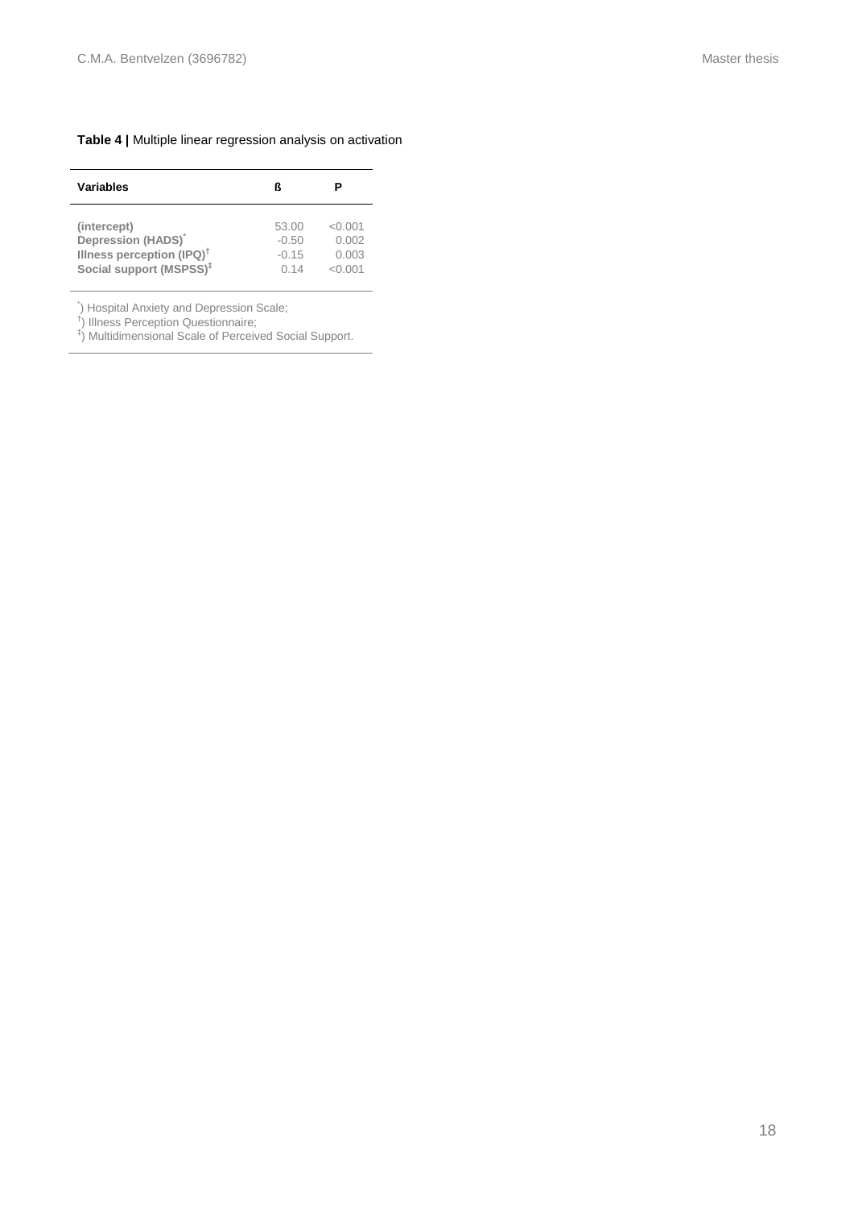**Table 4 |** Multiple linear regression analysis on activation

| Variables | ß | P |
|---|---|---|
| **(intercept)** | 53.00 | <0.001 |
| **Depression (HADS)*** | -0.50 | 0.002 |
| **Illness perception (IPQ)†** | -0.15 | 0.003 |
| **Social support (MSPSS)‡** | 0.14 | <0.001 |

*) Hospital Anxiety and Depression Scale;
†) Illness Perception Questionnaire;
‡) Multidimensional Scale of Perceived Social Support.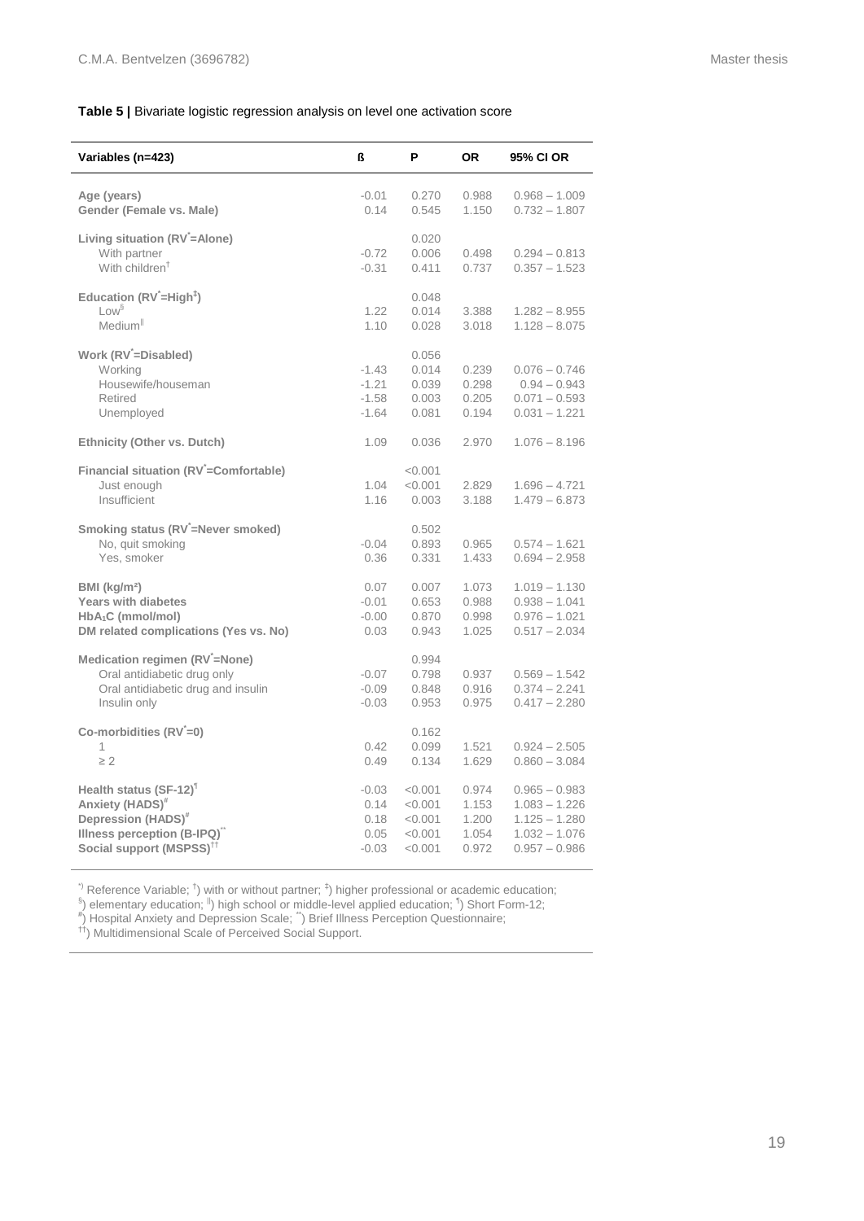**Table 5 |** Bivariate logistic regression analysis on level one activation score

| Variables (n=423) | ß | P | OR | 95% CI OR |
|---|---|---|---|---|
| **Age (years)** | -0.01 | 0.270 | 0.988 | 0.968 – 1.009 |
| **Gender (Female vs. Male)** | 0.14 | 0.545 | 1.150 | 0.732 – 1.807 |
| **Living situation (RV[*]=Alone)** | | 0.020 | | |
| With partner | -0.72 | 0.006 | 0.498 | 0.294 – 0.813 |
| With children[†] | -0.31 | 0.411 | 0.737 | 0.357 – 1.523 |
| **Education (RV[*]=High[‡])** | | 0.048 | | |
| Low[§] | 1.22 | 0.014 | 3.388 | 1.282 – 8.955 |
| Medium[‖] | 1.10 | 0.028 | 3.018 | 1.128 – 8.075 |
| **Work (RV[*]=Disabled)** | | 0.056 | | |
| Working | -1.43 | 0.014 | 0.239 | 0.076 – 0.746 |
| Housewife/houseman | -1.21 | 0.039 | 0.298 | 0.94 – 0.943 |
| Retired | -1.58 | 0.003 | 0.205 | 0.071 – 0.593 |
| Unemployed | -1.64 | 0.081 | 0.194 | 0.031 – 1.221 |
| **Ethnicity (Other vs. Dutch)** | 1.09 | 0.036 | 2.970 | 1.076 – 8.196 |
| **Financial situation (RV[*]=Comfortable)** | | <0.001 | | |
| Just enough | 1.04 | <0.001 | 2.829 | 1.696 – 4.721 |
| Insufficient | 1.16 | 0.003 | 3.188 | 1.479 – 6.873 |
| **Smoking status (RV[*]=Never smoked)** | | 0.502 | | |
| No, quit smoking | -0.04 | 0.893 | 0.965 | 0.574 – 1.621 |
| Yes, smoker | 0.36 | 0.331 | 1.433 | 0.694 – 2.958 |
| **BMI (kg/m²)** | 0.07 | 0.007 | 1.073 | 1.019 – 1.130 |
| **Years with diabetes** | -0.01 | 0.653 | 0.988 | 0.938 – 1.041 |
| **$HbA_1C$ (mmol/mol)** | -0.00 | 0.870 | 0.998 | 0.976 – 1.021 |
| **DM related complications (Yes vs. No)** | 0.03 | 0.943 | 1.025 | 0.517 – 2.034 |
| **Medication regimen (RV[*]=None)** | | 0.994 | | |
| Oral antidiabetic drug only | -0.07 | 0.798 | 0.937 | 0.569 – 1.542 |
| Oral antidiabetic drug and insulin | -0.09 | 0.848 | 0.916 | 0.374 – 2.241 |
| Insulin only | -0.03 | 0.953 | 0.975 | 0.417 – 2.280 |
| **Co-morbidities (RV[*]=0)** | | 0.162 | | |
| 1 | 0.42 | 0.099 | 1.521 | 0.924 – 2.505 |
| ≥ 2 | 0.49 | 0.134 | 1.629 | 0.860 – 3.084 |
| **Health status (SF-12)[¶]** | -0.03 | <0.001 | 0.974 | 0.965 – 0.983 |
| **Anxiety (HADS)[#]** | 0.14 | <0.001 | 1.153 | 1.083 – 1.226 |
| **Depression (HADS)[#]** | 0.18 | <0.001 | 1.200 | 1.125 – 1.280 |
| **Illness perception (B-IPQ)[**]** | 0.05 | <0.001 | 1.054 | 1.032 – 1.076 |
| **Social support (MSPSS)[††]** | -0.03 | <0.001 | 0.972 | 0.957 – 0.986 |

[*]) Reference Variable; [†]) with or without partner; [‡]) higher professional or academic education; [§]) elementary education; [‖]) high school or middle-level applied education; [¶]) Short Form-12; [#]) Hospital Anxiety and Depression Scale; [**]) Brief Illness Perception Questionnaire; [††]) Multidimensional Scale of Perceived Social Support.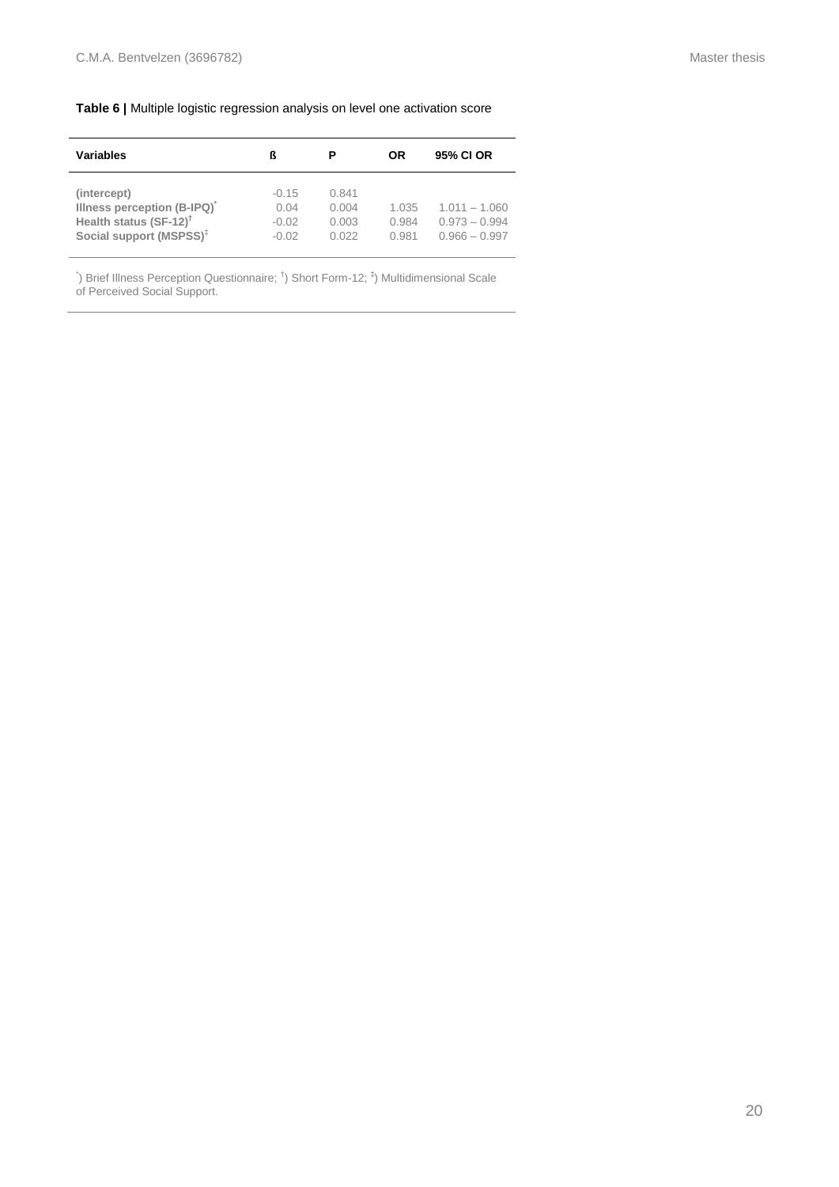**Table 6 |** Multiple logistic regression analysis on level one activation score

| Variables | ß | P | OR | 95% CI OR |
|---|---|---|---|---|
| **(intercept)** | -0.15 | 0.841 | | |
| **Illness perception (B-IPQ)*** | 0.04 | 0.004 | 1.035 | 1.011 – 1.060 |
| **Health status (SF-12)†** | -0.02 | 0.003 | 0.984 | 0.973 – 0.994 |
| **Social support (MSPSS)‡** | -0.02 | 0.022 | 0.981 | 0.966 – 0.997 |

*) Brief Illness Perception Questionnaire; †) Short Form-12; ‡) Multidimensional Scale of Perceived Social Support.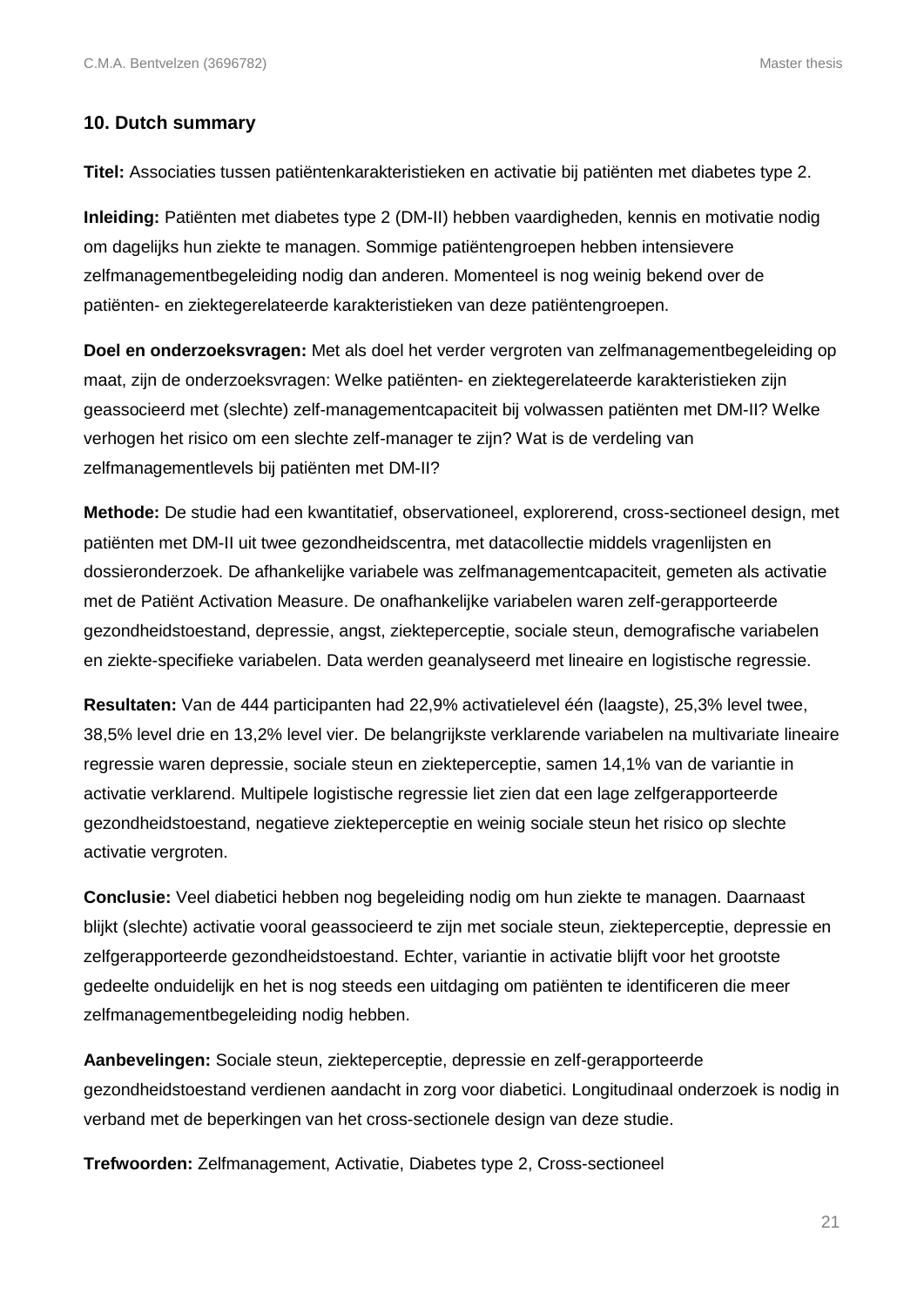## 10. Dutch summary

**Titel:** Associaties tussen patiëntenkarakteristieken en activatie bij patiënten met diabetes type 2.

**Inleiding:** Patiënten met diabetes type 2 (DM-II) hebben vaardigheden, kennis en motivatie nodig om dagelijks hun ziekte te managen. Sommige patiëntengroepen hebben intensievere zelfmanagementbegeleiding nodig dan anderen. Momenteel is nog weinig bekend over de patiënten- en ziektegerelateerde karakteristieken van deze patiëntengroepen.

**Doel en onderzoeksvragen:** Met als doel het verder vergroten van zelfmanagementbegeleiding op maat, zijn de onderzoeksvragen: Welke patiënten- en ziektegerelateerde karakteristieken zijn geassocieerd met (slechte) zelf-managementcapaciteit bij volwassen patiënten met DM-II? Welke verhogen het risico om een slechte zelf-manager te zijn? Wat is de verdeling van zelfmanagementlevels bij patiënten met DM-II?

**Methode:** De studie had een kwantitatief, observationeel, explorerend, cross-sectioneel design, met patiënten met DM-II uit twee gezondheidscentra, met datacollectie middels vragenlijsten en dossieronderzoek. De afhankelijke variabele was zelfmanagementcapaciteit, gemeten als activatie met de Patiënt Activation Measure. De onafhankelijke variabelen waren zelf-gerapporteerde gezondheidstoestand, depressie, angst, ziekteperceptie, sociale steun, demografische variabelen en ziekte-specifieke variabelen. Data werden geanalyseerd met lineaire en logistische regressie.

**Resultaten:** Van de 444 participanten had 22,9% activatielevel één (laagste), 25,3% level twee, 38,5% level drie en 13,2% level vier. De belangrijkste verklarende variabelen na multivariate lineaire regressie waren depressie, sociale steun en ziekteperceptie, samen 14,1% van de variantie in activatie verklarend. Multipele logistische regressie liet zien dat een lage zelfgerapporteerde gezondheidstoestand, negatieve ziekteperceptie en weinig sociale steun het risico op slechte activatie vergroten.

**Conclusie:** Veel diabetici hebben nog begeleiding nodig om hun ziekte te managen. Daarnaast blijkt (slechte) activatie vooral geassocieerd te zijn met sociale steun, ziekteperceptie, depressie en zelfgerapporteerde gezondheidstoestand. Echter, variantie in activatie blijft voor het grootste gedeelte onduidelijk en het is nog steeds een uitdaging om patiënten te identificeren die meer zelfmanagementbegeleiding nodig hebben.

**Aanbevelingen:** Sociale steun, ziekteperceptie, depressie en zelf-gerapporteerde gezondheidstoestand verdienen aandacht in zorg voor diabetici. Longitudinaal onderzoek is nodig in verband met de beperkingen van het cross-sectionele design van deze studie.

**Trefwoorden:** Zelfmanagement, Activatie, Diabetes type 2, Cross-sectioneel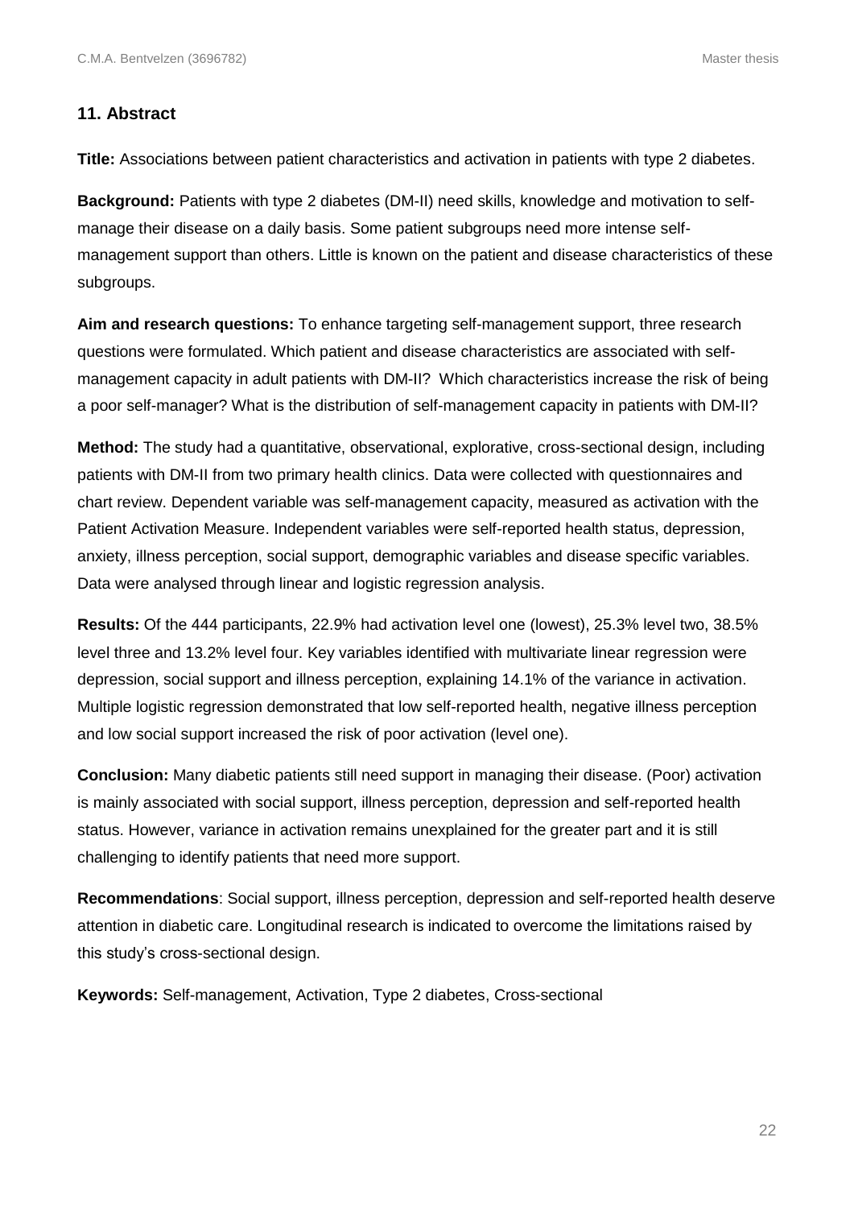## 11. Abstract

**Title:** Associations between patient characteristics and activation in patients with type 2 diabetes.

**Background:** Patients with type 2 diabetes (DM-II) need skills, knowledge and motivation to self-manage their disease on a daily basis. Some patient subgroups need more intense self-management support than others. Little is known on the patient and disease characteristics of these subgroups.

**Aim and research questions:** To enhance targeting self-management support, three research questions were formulated. Which patient and disease characteristics are associated with self-management capacity in adult patients with DM-II? Which characteristics increase the risk of being a poor self-manager? What is the distribution of self-management capacity in patients with DM-II?

**Method:** The study had a quantitative, observational, explorative, cross-sectional design, including patients with DM-II from two primary health clinics. Data were collected with questionnaires and chart review. Dependent variable was self-management capacity, measured as activation with the Patient Activation Measure. Independent variables were self-reported health status, depression, anxiety, illness perception, social support, demographic variables and disease specific variables. Data were analysed through linear and logistic regression analysis.

**Results:** Of the 444 participants, 22.9% had activation level one (lowest), 25.3% level two, 38.5% level three and 13.2% level four. Key variables identified with multivariate linear regression were depression, social support and illness perception, explaining 14.1% of the variance in activation. Multiple logistic regression demonstrated that low self-reported health, negative illness perception and low social support increased the risk of poor activation (level one).

**Conclusion:** Many diabetic patients still need support in managing their disease. (Poor) activation is mainly associated with social support, illness perception, depression and self-reported health status. However, variance in activation remains unexplained for the greater part and it is still challenging to identify patients that need more support.

**Recommendations**: Social support, illness perception, depression and self-reported health deserve attention in diabetic care. Longitudinal research is indicated to overcome the limitations raised by this study's cross-sectional design.

**Keywords:** Self-management, Activation, Type 2 diabetes, Cross-sectional